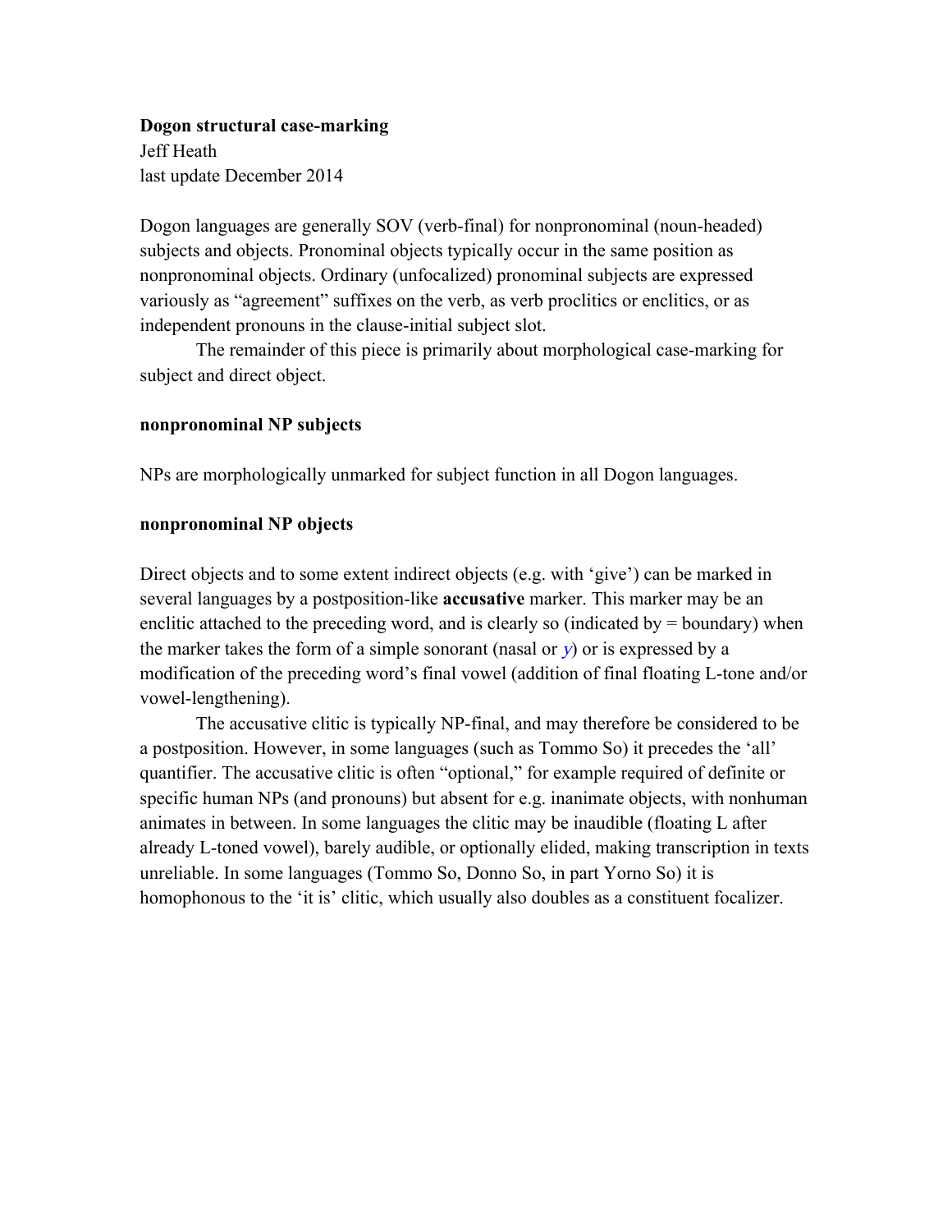**Dogon structural case-marking**

Jeff Heath

last update December 2014

Dogon languages are generally SOV (verb-final) for nonpronominal (noun-headed) subjects and objects. Pronominal objects typically occur in the same position as nonpronominal objects. Ordinary (unfocalized) pronominal subjects are expressed variously as "agreement" suffixes on the verb, as verb proclitics or enclitics, or as independent pronouns in the clause-initial subject slot.

The remainder of this piece is primarily about morphological case-marking for subject and direct object.

**nonpronominal NP subjects**

NPs are morphologically unmarked for subject function in all Dogon languages.

**nonpronominal NP objects**

Direct objects and to some extent indirect objects (e.g. with 'give') can be marked in several languages by a postposition-like **accusative** marker. This marker may be an enclitic attached to the preceding word, and is clearly so (indicated by = boundary) when the marker takes the form of a simple sonorant (nasal or *y*) or is expressed by a modification of the preceding word's final vowel (addition of final floating L-tone and/or vowel-lengthening).

The accusative clitic is typically NP-final, and may therefore be considered to be a postposition. However, in some languages (such as Tommo So) it precedes the 'all' quantifier. The accusative clitic is often "optional," for example required of definite or specific human NPs (and pronouns) but absent for e.g. inanimate objects, with nonhuman animates in between. In some languages the clitic may be inaudible (floating L after already L-toned vowel), barely audible, or optionally elided, making transcription in texts unreliable. In some languages (Tommo So, Donno So, in part Yorno So) it is homophonous to the 'it is' clitic, which usually also doubles as a constituent focalizer.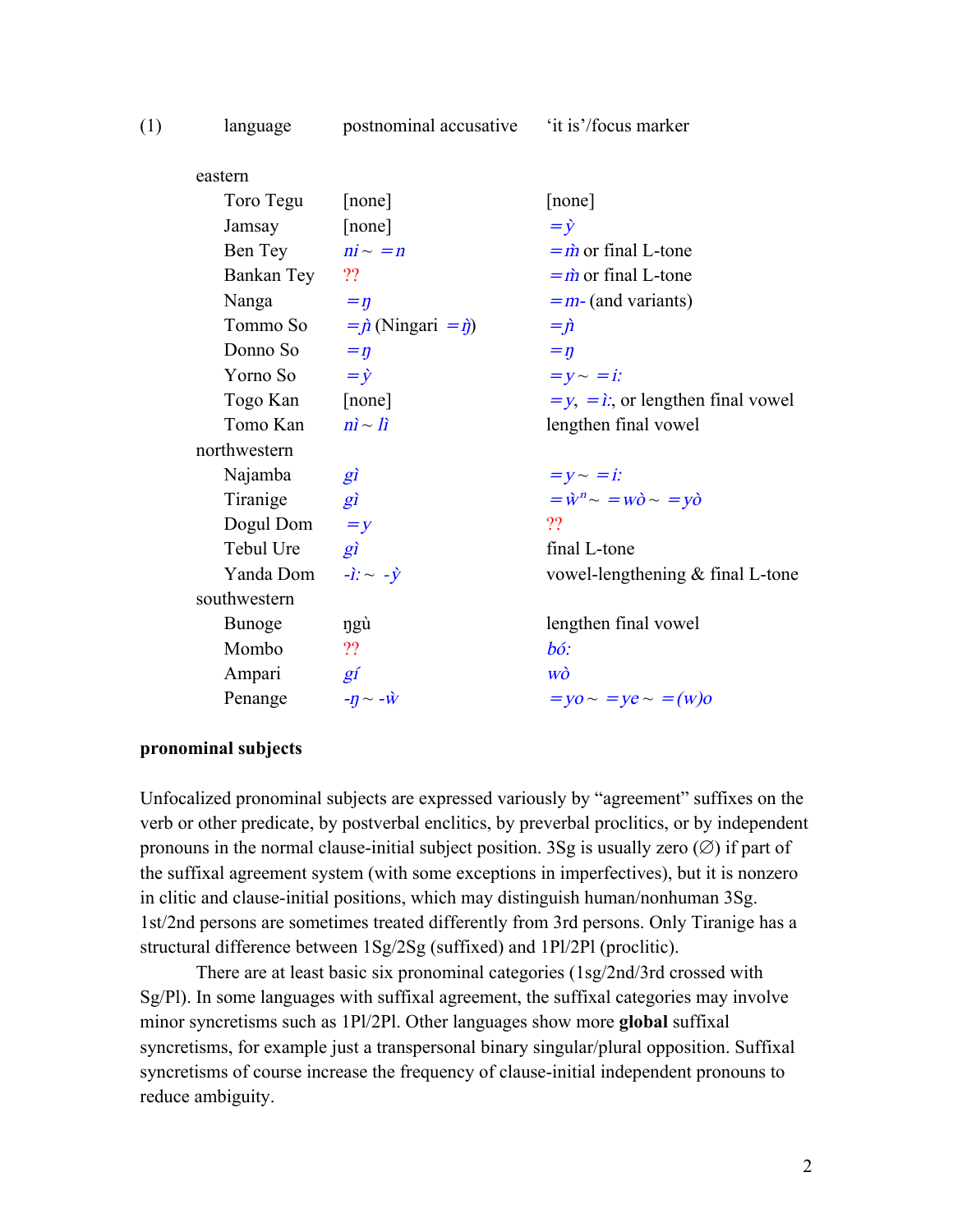(1)

| language | postnominal accusative | 'it is'/focus marker |
|---|---|---|
| eastern | | |
| Toro Tegu | [none] | [none] |
| Jamsay | [none] | =ỳ |
| Ben Tey | nì ~ =n | =m̀ or final L-tone |
| Bankan Tey | ?? | =m̀ or final L-tone |
| Nanga | =ŋ | =m- (and variants) |
| Tommo So | =ɲ̀ (Ningari =ŋ̀) | =ɲ̀ |
| Donno So | =ŋ | =ŋ |
| Yorno So | =ỳ | =y ~ =iː |
| Togo Kan | [none] | =y, =ìː, or lengthen final vowel |
| Tomo Kan | nì ~ lì | lengthen final vowel |
| northwestern | | |
| Najamba | gì | =y ~ =iː |
| Tiranige | gì | =ẁⁿ ~ =wò ~ =yò |
| Dogul Dom | =y | ?? |
| Tebul Ure | gì | final L-tone |
| Yanda Dom | -ìː ~ -ỳ | vowel-lengthening & final L-tone |
| southwestern | | |
| Bunoge | ŋgù | lengthen final vowel |
| Mombo | ?? | bóː |
| Ampari | gí | wò |
| Penange | -ŋ ~ -ẁ | =yo ~ =ye ~ =(w)o |

**pronominal subjects**

Unfocalized pronominal subjects are expressed variously by "agreement" suffixes on the verb or other predicate, by postverbal enclitics, by preverbal proclitics, or by independent pronouns in the normal clause-initial subject position. 3Sg is usually zero (∅) if part of the suffixal agreement system (with some exceptions in imperfectives), but it is nonzero in clitic and clause-initial positions, which may distinguish human/nonhuman 3Sg. 1st/2nd persons are sometimes treated differently from 3rd persons. Only Tiranige has a structural difference between 1Sg/2Sg (suffixed) and 1Pl/2Pl (proclitic).

There are at least basic six pronominal categories (1sg/2nd/3rd crossed with Sg/Pl). In some languages with suffixal agreement, the suffixal categories may involve minor syncretisms such as 1Pl/2Pl. Other languages show more **global** suffixal syncretisms, for example just a transpersonal binary singular/plural opposition. Suffixal syncretisms of course increase the frequency of clause-initial independent pronouns to reduce ambiguity.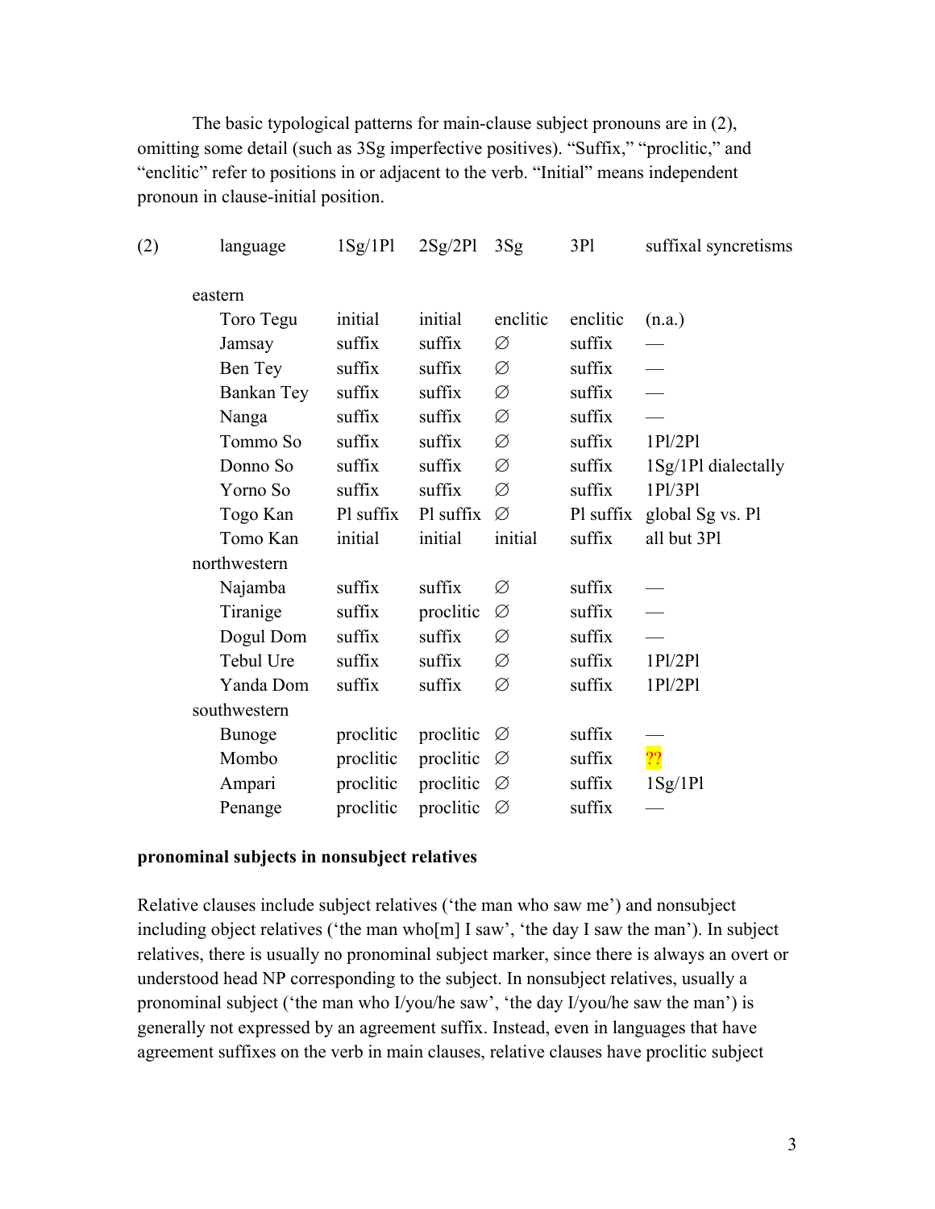The basic typological patterns for main-clause subject pronouns are in (2), omitting some detail (such as 3Sg imperfective positives). "Suffix," "proclitic," and "enclitic" refer to positions in or adjacent to the verb. "Initial" means independent pronoun in clause-initial position.

(2)

| language | 1Sg/1Pl | 2Sg/2Pl | 3Sg | 3Pl | suffixal syncretisms |
|---|---|---|---|---|---|
| eastern | | | | | |
| Toro Tegu | initial | initial | enclitic | enclitic | (n.a.) |
| Jamsay | suffix | suffix | ∅ | suffix | — |
| Ben Tey | suffix | suffix | ∅ | suffix | — |
| Bankan Tey | suffix | suffix | ∅ | suffix | — |
| Nanga | suffix | suffix | ∅ | suffix | — |
| Tommo So | suffix | suffix | ∅ | suffix | 1Pl/2Pl |
| Donno So | suffix | suffix | ∅ | suffix | 1Sg/1Pl dialectally |
| Yorno So | suffix | suffix | ∅ | suffix | 1Pl/3Pl |
| Togo Kan | Pl suffix | Pl suffix | ∅ | Pl suffix | global Sg vs. Pl |
| Tomo Kan | initial | initial | initial | suffix | all but 3Pl |
| northwestern | | | | | |
| Najamba | suffix | suffix | ∅ | suffix | — |
| Tiranige | suffix | proclitic | ∅ | suffix | — |
| Dogul Dom | suffix | suffix | ∅ | suffix | — |
| Tebul Ure | suffix | suffix | ∅ | suffix | 1Pl/2Pl |
| Yanda Dom | suffix | suffix | ∅ | suffix | 1Pl/2Pl |
| southwestern | | | | | |
| Bunoge | proclitic | proclitic | ∅ | suffix | — |
| Mombo | proclitic | proclitic | ∅ | suffix | ?? |
| Ampari | proclitic | proclitic | ∅ | suffix | 1Sg/1Pl |
| Penange | proclitic | proclitic | ∅ | suffix | — |

**pronominal subjects in nonsubject relatives**

Relative clauses include subject relatives ('the man who saw me') and nonsubject including object relatives ('the man who[m] I saw', 'the day I saw the man'). In subject relatives, there is usually no pronominal subject marker, since there is always an overt or understood head NP corresponding to the subject. In nonsubject relatives, usually a pronominal subject ('the man who I/you/he saw', 'the day I/you/he saw the man') is generally not expressed by an agreement suffix. Instead, even in languages that have agreement suffixes on the verb in main clauses, relative clauses have proclitic subject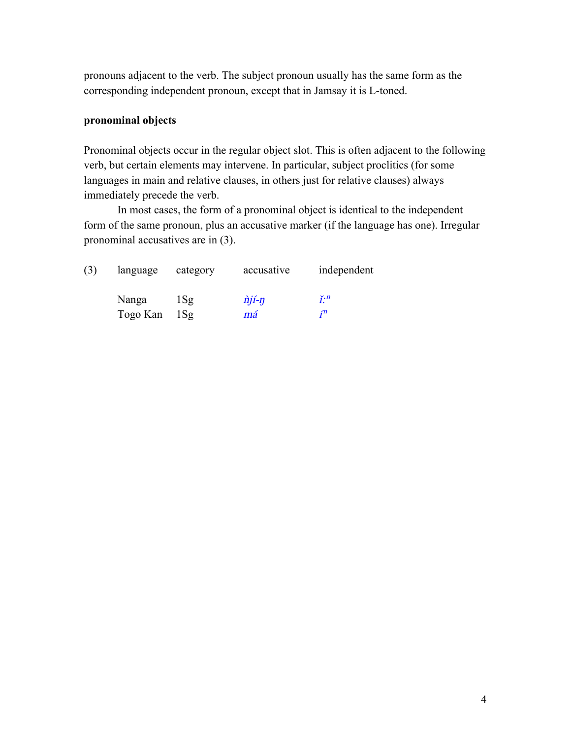pronouns adjacent to the verb. The subject pronoun usually has the same form as the corresponding independent pronoun, except that in Jamsay it is L-toned.

**pronominal objects**

Pronominal objects occur in the regular object slot. This is often adjacent to the following verb, but certain elements may intervene. In particular, subject proclitics (for some languages in main and relative clauses, in others just for relative clauses) always immediately precede the verb.

In most cases, the form of a pronominal object is identical to the independent form of the same pronoun, plus an accusative marker (if the language has one). Irregular pronominal accusatives are in (3).

(3)

| language | category | accusative | independent |
|---|---|---|---|
| Nanga | 1Sg | *ǹjí-ŋ* | *ǐ:ⁿ* |
| Togo Kan | 1Sg | *má* | *íⁿ* |